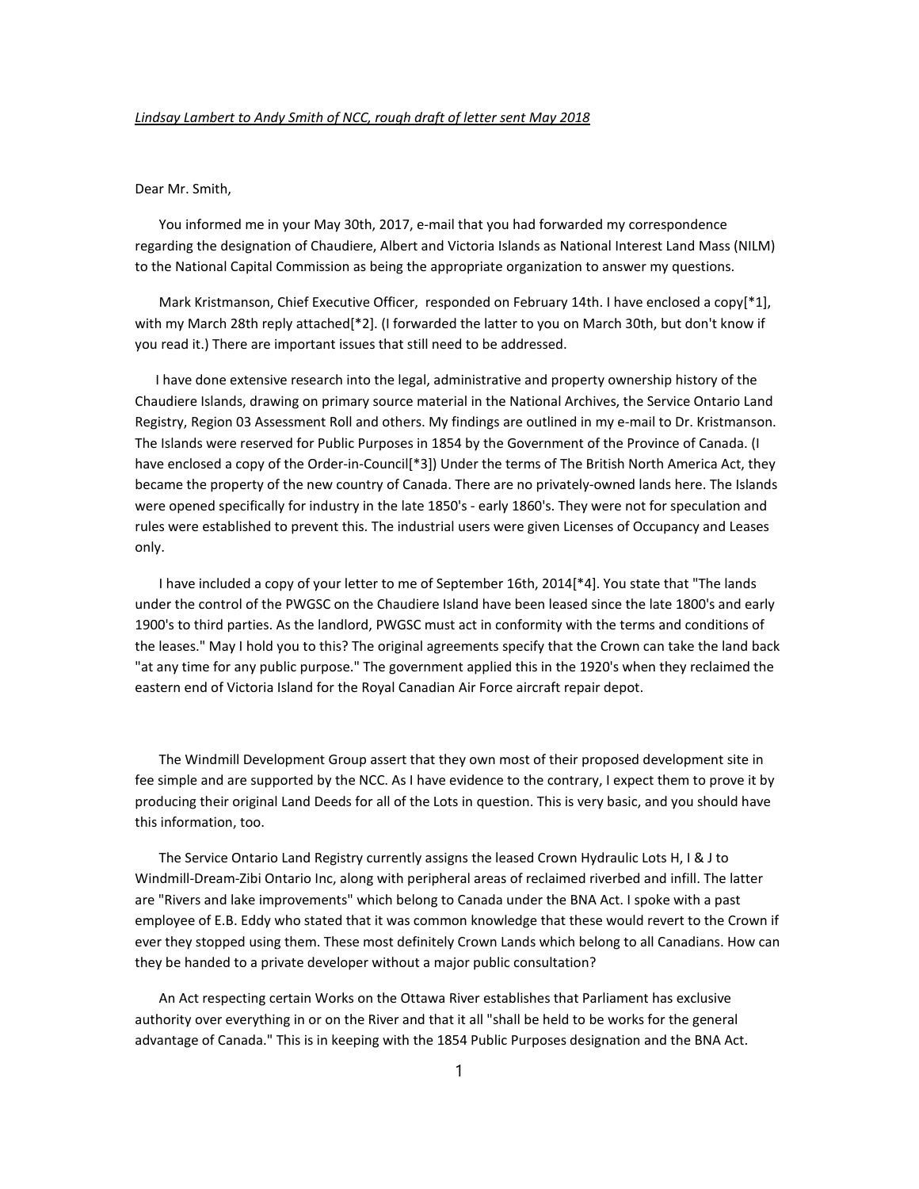*Lindsay Lambert to Andy Smith of NCC, rough draft of letter sent May 2018*

Dear Mr. Smith,

You informed me in your May 30th, 2017, e-mail that you had forwarded my correspondence regarding the designation of Chaudiere, Albert and Victoria Islands as National Interest Land Mass (NILM) to the National Capital Commission as being the appropriate organization to answer my questions.

Mark Kristmanson, Chief Executive Officer, responded on February 14th. I have enclosed a copy[*1], with my March 28th reply attached[*2]. (I forwarded the latter to you on March 30th, but don't know if you read it.) There are important issues that still need to be addressed.

I have done extensive research into the legal, administrative and property ownership history of the Chaudiere Islands, drawing on primary source material in the National Archives, the Service Ontario Land Registry, Region 03 Assessment Roll and others. My findings are outlined in my e-mail to Dr. Kristmanson. The Islands were reserved for Public Purposes in 1854 by the Government of the Province of Canada. (I have enclosed a copy of the Order-in-Council[*3]) Under the terms of The British North America Act, they became the property of the new country of Canada. There are no privately-owned lands here. The Islands were opened specifically for industry in the late 1850's - early 1860's. They were not for speculation and rules were established to prevent this. The industrial users were given Licenses of Occupancy and Leases only.

I have included a copy of your letter to me of September 16th, 2014[*4]. You state that "The lands under the control of the PWGSC on the Chaudiere Island have been leased since the late 1800's and early 1900's to third parties. As the landlord, PWGSC must act in conformity with the terms and conditions of the leases." May I hold you to this? The original agreements specify that the Crown can take the land back "at any time for any public purpose." The government applied this in the 1920's when they reclaimed the eastern end of Victoria Island for the Royal Canadian Air Force aircraft repair depot.

The Windmill Development Group assert that they own most of their proposed development site in fee simple and are supported by the NCC. As I have evidence to the contrary, I expect them to prove it by producing their original Land Deeds for all of the Lots in question. This is very basic, and you should have this information, too.

The Service Ontario Land Registry currently assigns the leased Crown Hydraulic Lots H, I & J to Windmill-Dream-Zibi Ontario Inc, along with peripheral areas of reclaimed riverbed and infill. The latter are "Rivers and lake improvements" which belong to Canada under the BNA Act. I spoke with a past employee of E.B. Eddy who stated that it was common knowledge that these would revert to the Crown if ever they stopped using them. These most definitely Crown Lands which belong to all Canadians. How can they be handed to a private developer without a major public consultation?

An Act respecting certain Works on the Ottawa River establishes that Parliament has exclusive authority over everything in or on the River and that it all "shall be held to be works for the general advantage of Canada." This is in keeping with the 1854 Public Purposes designation and the BNA Act.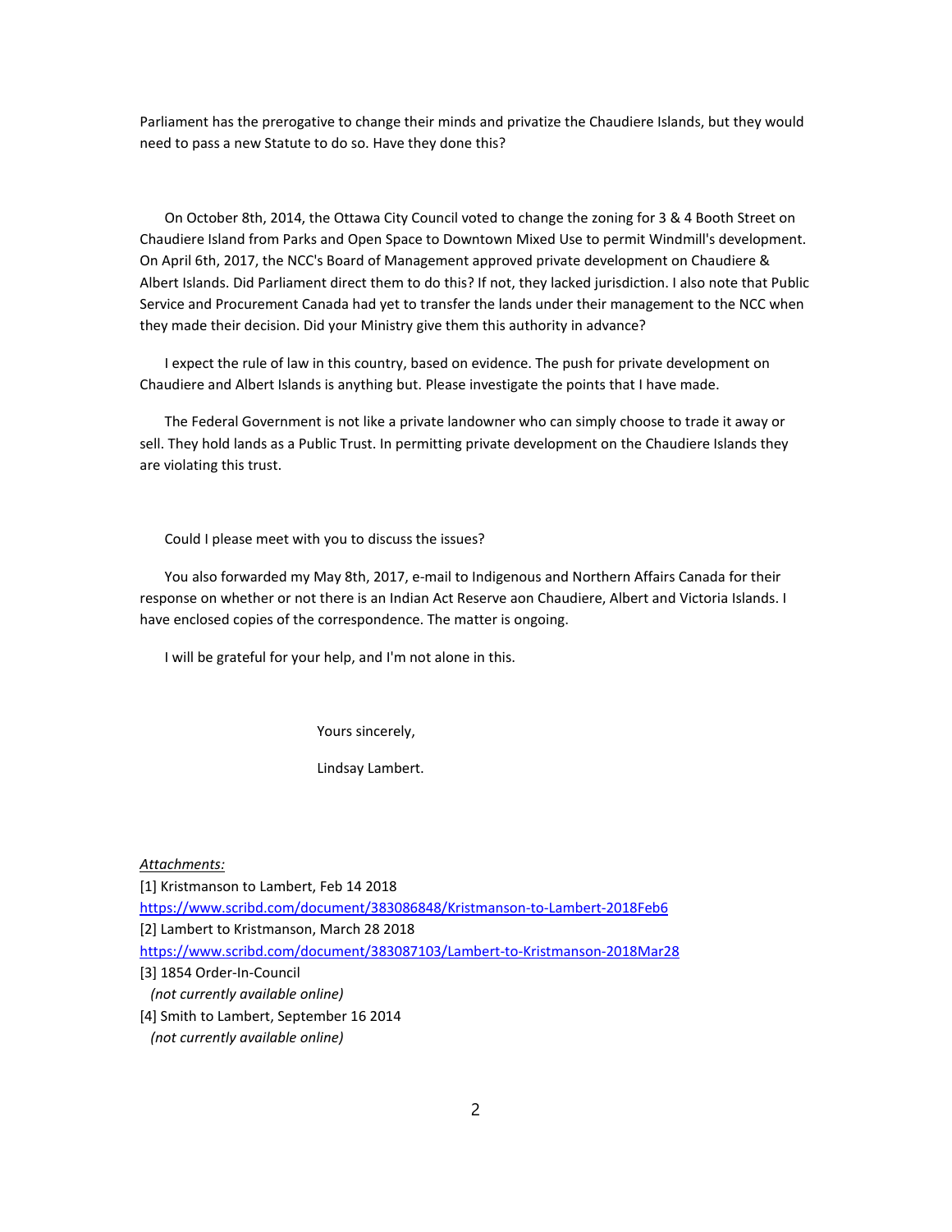Parliament has the prerogative to change their minds and privatize the Chaudiere Islands, but they would need to pass a new Statute to do so. Have they done this?

On October 8th, 2014, the Ottawa City Council voted to change the zoning for 3 & 4 Booth Street on Chaudiere Island from Parks and Open Space to Downtown Mixed Use to permit Windmill's development. On April 6th, 2017, the NCC's Board of Management approved private development on Chaudiere & Albert Islands. Did Parliament direct them to do this? If not, they lacked jurisdiction. I also note that Public Service and Procurement Canada had yet to transfer the lands under their management to the NCC when they made their decision. Did your Ministry give them this authority in advance?

I expect the rule of law in this country, based on evidence. The push for private development on Chaudiere and Albert Islands is anything but. Please investigate the points that I have made.

The Federal Government is not like a private landowner who can simply choose to trade it away or sell. They hold lands as a Public Trust. In permitting private development on the Chaudiere Islands they are violating this trust.

Could I please meet with you to discuss the issues?

You also forwarded my May 8th, 2017, e-mail to Indigenous and Northern Affairs Canada for their response on whether or not there is an Indian Act Reserve aon Chaudiere, Albert and Victoria Islands. I have enclosed copies of the correspondence. The matter is ongoing.

I will be grateful for your help, and I'm not alone in this.

Yours sincerely,

Lindsay Lambert.

*Attachments:*

[1] Kristmanson to Lambert, Feb 14 2018
https://www.scribd.com/document/383086848/Kristmanson-to-Lambert-2018Feb6

[2] Lambert to Kristmanson, March 28 2018
https://www.scribd.com/document/383087103/Lambert-to-Kristmanson-2018Mar28

[3] 1854 Order-In-Council
*(not currently available online)*

[4] Smith to Lambert, September 16 2014
*(not currently available online)*